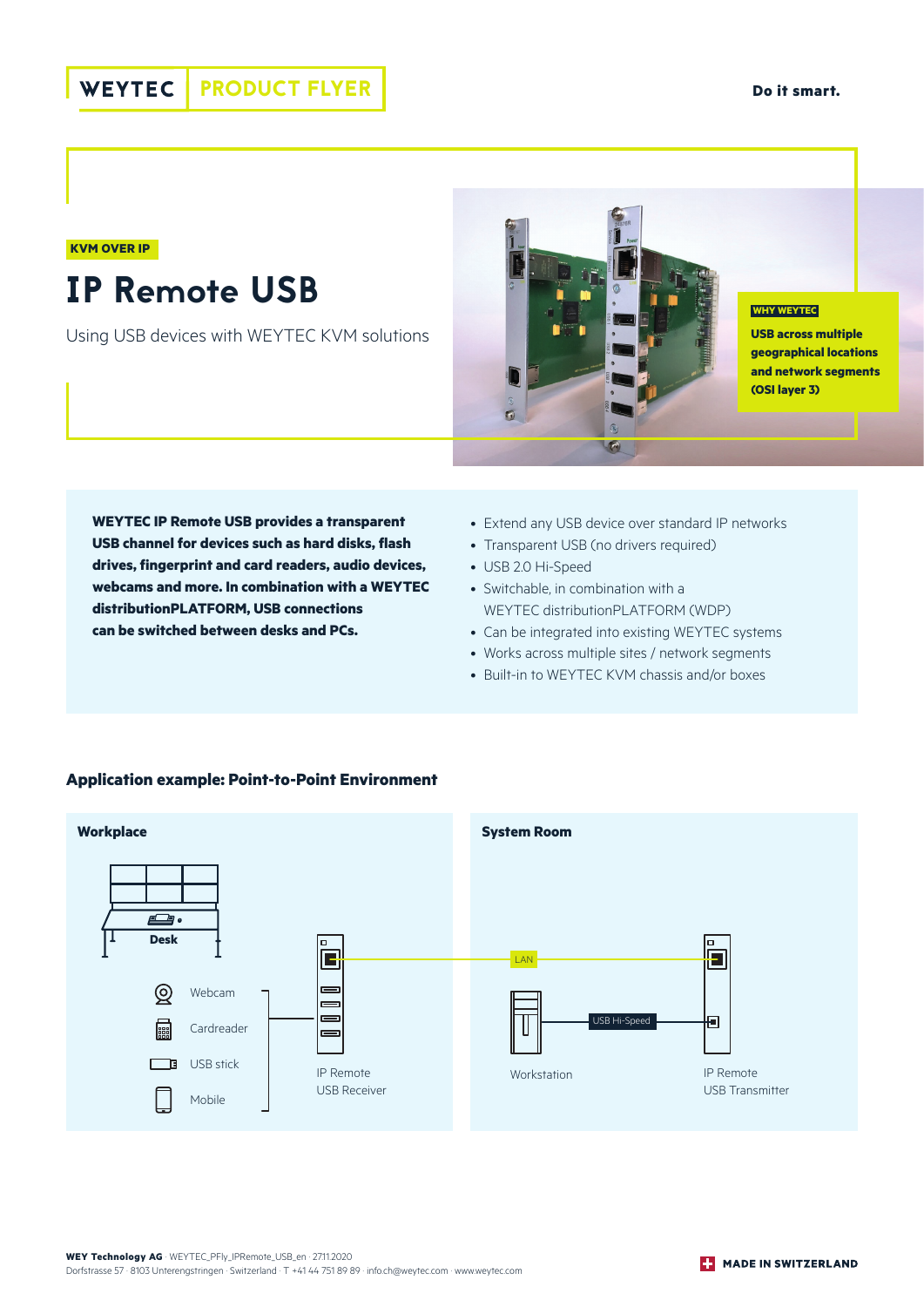WEYTEC PRODUCT FLYER

Do it smart.

KVM OVER IP

# IP Remote USB

Using USB devices with WEYTEC KVM solutions

WHY WEYTEC

**USB across multiple geographical locations and network segments (OSI layer 3)**

**WEYTEC IP Remote USB provides a transparent USB channel for devices such as hard disks, flash drives, fingerprint and card readers, audio devices, webcams and more. In combination with a WEYTEC distributionPLATFORM, USB connections can be switched between desks and PCs.**

- Extend any USB device over standard IP networks
- Transparent USB (no drivers required)
- USB 2.0 Hi-Speed
- Switchable, in combination with a WEYTEC distributionPLATFORM (WDP)
- Can be integrated into existing WEYTEC systems
- Works across multiple sites / network segments
- Built-in to WEYTEC KVM chassis and/or boxes

### Application example: Point-to-Point Environment

**Workplace**

Desk

Webcam

Cardreader

USB stick

Mobile

IP Remote USB Receiver

LAN

**System Room**

USB Hi-Speed

Workstation

IP Remote USB Transmitter

**WEY Technology AG** · WEYTEC_PFly_IPRemote_USB_en · 27.11.2020
Dorfstrasse 57 · 8103 Unterengstringen · Switzerland · T +41 44 751 89 89 · info.ch@weytec.com · www.weytec.com

MADE IN SWITZERLAND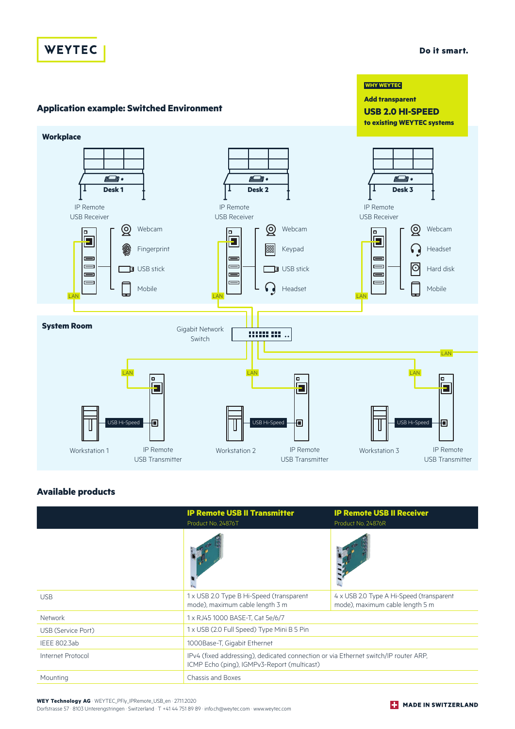**WEYTEC**

**Do it smart.**

WHY WEYTEC

**Add transparent**
**USB 2.0 HI-SPEED**
**to existing WEYTEC systems**

## Application example: Switched Environment

### Workplace

Desk 1
IP Remote USB Receiver
Webcam
Fingerprint
USB stick
Mobile
LAN

Desk 2
IP Remote USB Receiver
Webcam
Keypad
USB stick
Headset
LAN

Desk 3
IP Remote USB Receiver
Webcam
Headset
Hard disk
Mobile
LAN

### System Room

Gigabit Network Switch

LAN
LAN
LAN
LAN

USB Hi-Speed
Workstation 1
IP Remote USB Transmitter

USB Hi-Speed
Workstation 2
IP Remote USB Transmitter

USB Hi-Speed
Workstation 3
IP Remote USB Transmitter

## Available products

| | IP Remote USB II Transmitter<br>Product No. 24876T | IP Remote USB II Receiver<br>Product No. 24876R |
|---|---|---|
| USB | 1 x USB 2.0 Type B Hi-Speed (transparent mode), maximum cable length 3 m | 4 x USB 2.0 Type A Hi-Speed (transparent mode), maximum cable length 5 m |
| Network | 1 x RJ45 1000 BASE-T, Cat 5e/6/7 | |
| USB (Service Port) | 1 x USB (2.0 Full Speed) Type Mini B 5 Pin | |
| IEEE 802.3ab | 1000Base-T, Gigabit Ethernet | |
| Internet Protocol | IPv4 (fixed addressing), dedicated connection or via Ethernet switch/IP router ARP, ICMP Echo (ping), IGMPv3-Report (multicast) | |
| Mounting | Chassis and Boxes | |

**WEY Technology AG** · WEYTEC_PFly_IPRemote_USB_en · 27.11.2020
Dorfstrasse 57 · 8103 Unterengstringen · Switzerland · T +41 44 751 89 89 · info.ch@weytec.com · www.weytec.com

**MADE IN SWITZERLAND**